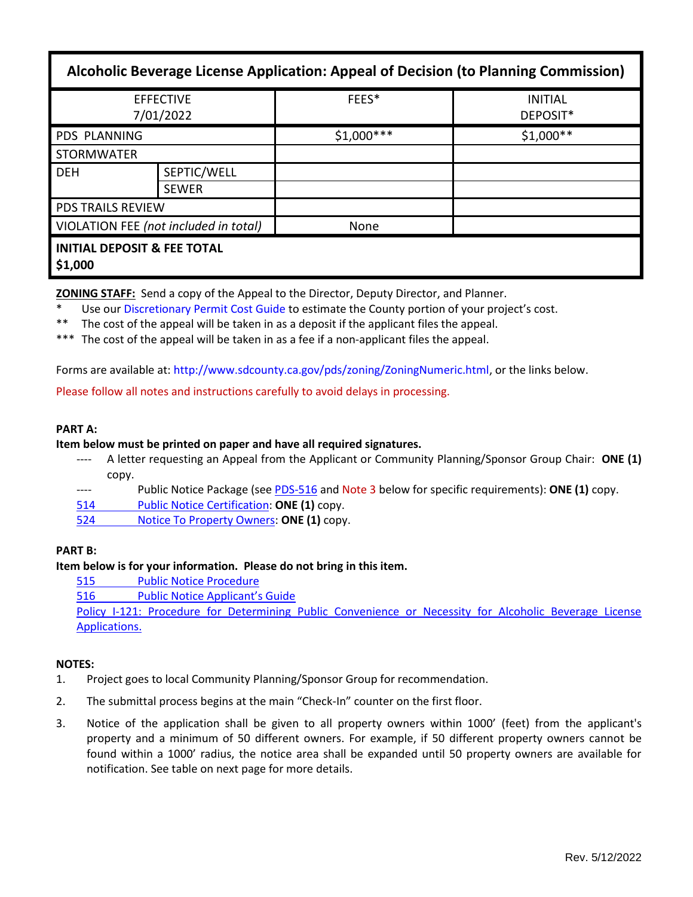| Alcoholic Beverage License Application: Appeal of Decision (to Planning Commission) | | | |
|---|---|---|---|
| EFFECTIVE 7/01/2022 | | FEES* | INITIAL DEPOSIT* |
| PDS PLANNING | | $1,000*** | $1,000** |
| STORMWATER | | | |
| DEH | SEPTIC/WELL | | |
| | SEWER | | |
| PDS TRAILS REVIEW | | | |
| VIOLATION FEE *(not included in total)* | | None | |
| **INITIAL DEPOSIT & FEE TOTAL $1,000** | | | |

**ZONING STAFF:** Send a copy of the Appeal to the Director, Deputy Director, and Planner.

\* Use our Discretionary Permit Cost Guide to estimate the County portion of your project's cost.

\*\* The cost of the appeal will be taken in as a deposit if the applicant files the appeal.

\*\*\* The cost of the appeal will be taken in as a fee if a non-applicant files the appeal.

Forms are available at: http://www.sdcounty.ca.gov/pds/zoning/ZoningNumeric.html, or the links below.

Please follow all notes and instructions carefully to avoid delays in processing.

**PART A:**

**Item below must be printed on paper and have all required signatures.**

---- A letter requesting an Appeal from the Applicant or Community Planning/Sponsor Group Chair: **ONE (1)** copy.

---- Public Notice Package (see PDS-516 and Note 3 below for specific requirements): **ONE (1)** copy.

514 Public Notice Certification: **ONE (1)** copy.

524 Notice To Property Owners: **ONE (1)** copy.

**PART B:**

**Item below is for your information. Please do not bring in this item.**

515 Public Notice Procedure

516 Public Notice Applicant's Guide

Policy I-121: Procedure for Determining Public Convenience or Necessity for Alcoholic Beverage License Applications.

**NOTES:**

1. Project goes to local Community Planning/Sponsor Group for recommendation.
2. The submittal process begins at the main "Check-In" counter on the first floor.
3. Notice of the application shall be given to all property owners within 1000' (feet) from the applicant's property and a minimum of 50 different owners. For example, if 50 different property owners cannot be found within a 1000' radius, the notice area shall be expanded until 50 property owners are available for notification. See table on next page for more details.

Rev. 5/12/2022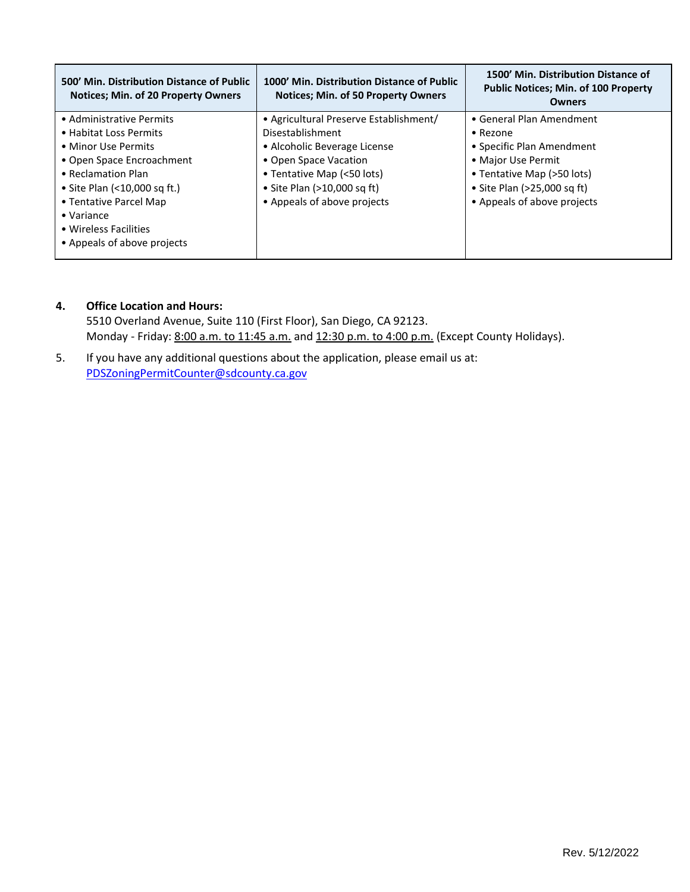| 500' Min. Distribution Distance of Public Notices; Min. of 20 Property Owners | 1000' Min. Distribution Distance of Public Notices; Min. of 50 Property Owners | 1500' Min. Distribution Distance of Public Notices; Min. of 100 Property Owners |
|---|---|---|
| • Administrative Permits<br>• Habitat Loss Permits<br>• Minor Use Permits<br>• Open Space Encroachment<br>• Reclamation Plan<br>• Site Plan (<10,000 sq ft.)<br>• Tentative Parcel Map<br>• Variance<br>• Wireless Facilities<br>• Appeals of above projects | • Agricultural Preserve Establishment/ Disestablishment<br>• Alcoholic Beverage License<br>• Open Space Vacation<br>• Tentative Map (<50 lots)<br>• Site Plan (>10,000 sq ft)<br>• Appeals of above projects | • General Plan Amendment<br>• Rezone<br>• Specific Plan Amendment<br>• Major Use Permit<br>• Tentative Map (>50 lots)<br>• Site Plan (>25,000 sq ft)<br>• Appeals of above projects |

4. **Office Location and Hours:**
   5510 Overland Avenue, Suite 110 (First Floor), San Diego, CA 92123.
   Monday - Friday: 8:00 a.m. to 11:45 a.m. and 12:30 p.m. to 4:00 p.m. (Except County Holidays).

5. If you have any additional questions about the application, please email us at: PDSZoningPermitCounter@sdcounty.ca.gov

Rev. 5/12/2022